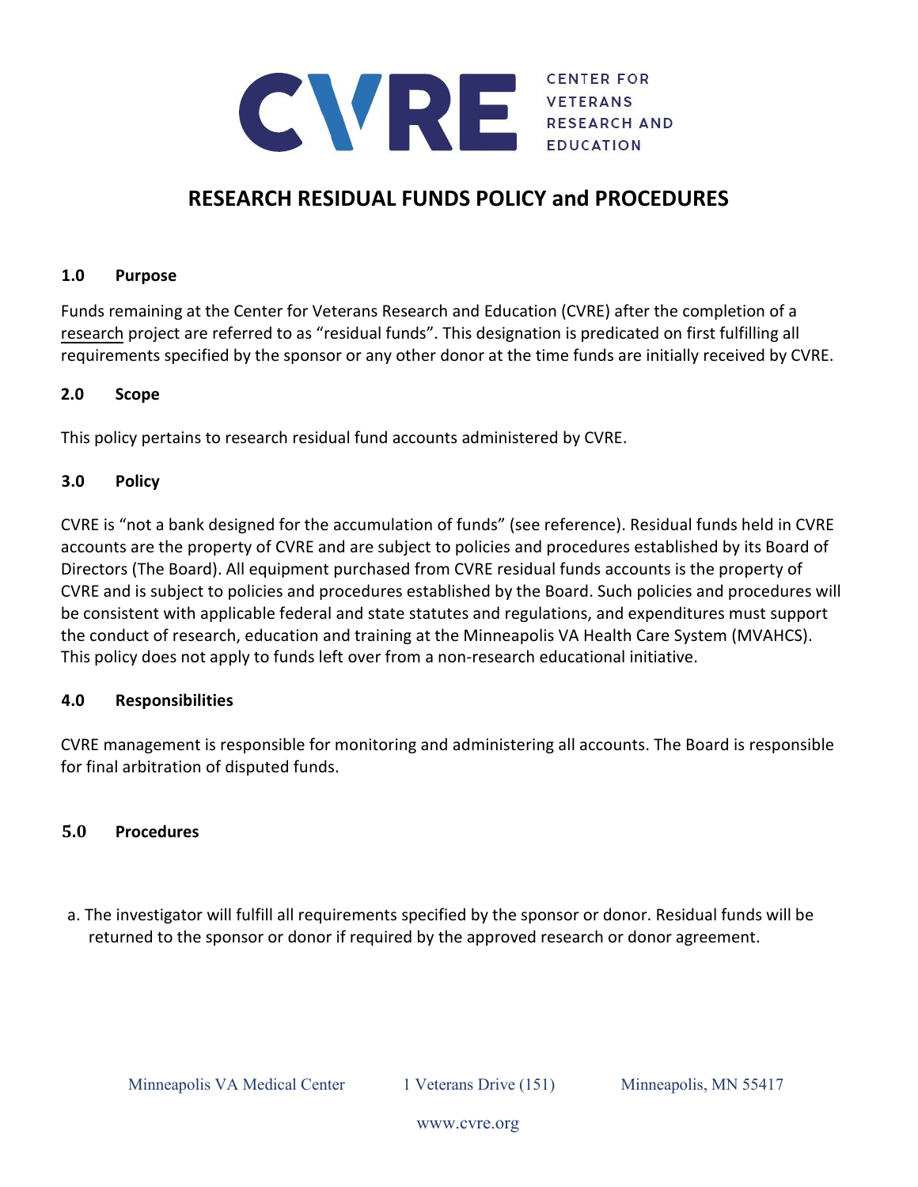CVRE CENTER FOR VETERANS RESEARCH AND EDUCATION

# RESEARCH RESIDUAL FUNDS POLICY and PROCEDURES

## 1.0 Purpose

Funds remaining at the Center for Veterans Research and Education (CVRE) after the completion of a research project are referred to as "residual funds". This designation is predicated on first fulfilling all requirements specified by the sponsor or any other donor at the time funds are initially received by CVRE.

## 2.0 Scope

This policy pertains to research residual fund accounts administered by CVRE.

## 3.0 Policy

CVRE is "not a bank designed for the accumulation of funds" (see reference). Residual funds held in CVRE accounts are the property of CVRE and are subject to policies and procedures established by its Board of Directors (The Board). All equipment purchased from CVRE residual funds accounts is the property of CVRE and is subject to policies and procedures established by the Board. Such policies and procedures will be consistent with applicable federal and state statutes and regulations, and expenditures must support the conduct of research, education and training at the Minneapolis VA Health Care System (MVAHCS). This policy does not apply to funds left over from a non-research educational initiative.

## 4.0 Responsibilities

CVRE management is responsible for monitoring and administering all accounts. The Board is responsible for final arbitration of disputed funds.

## 5.0 Procedures

a. The investigator will fulfill all requirements specified by the sponsor or donor. Residual funds will be returned to the sponsor or donor if required by the approved research or donor agreement.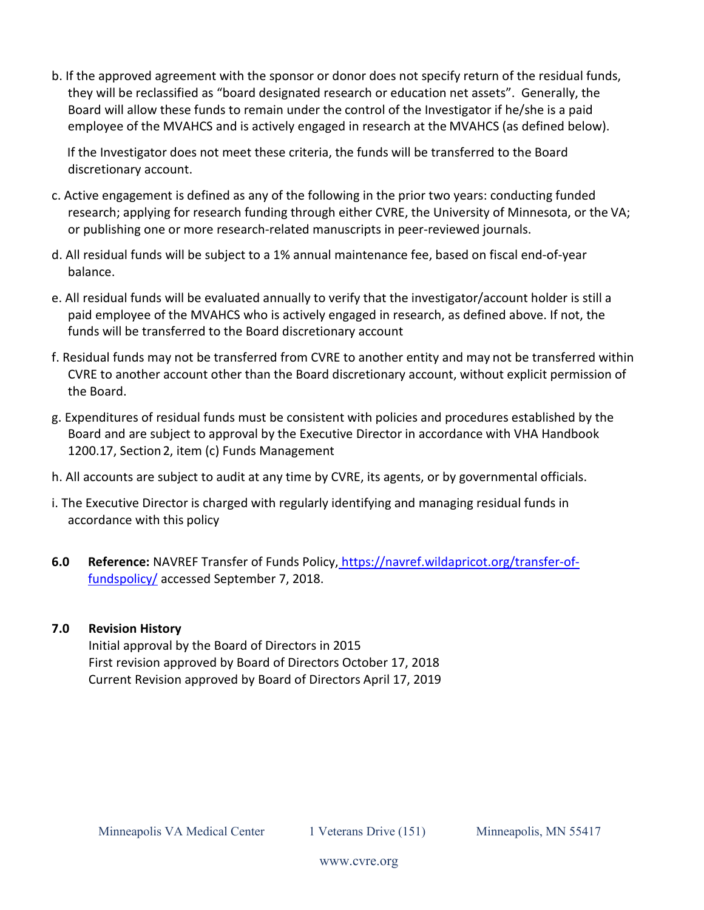b. If the approved agreement with the sponsor or donor does not specify return of the residual funds, they will be reclassified as "board designated research or education net assets". Generally, the Board will allow these funds to remain under the control of the Investigator if he/she is a paid employee of the MVAHCS and is actively engaged in research at the MVAHCS (as defined below).

If the Investigator does not meet these criteria, the funds will be transferred to the Board discretionary account.

c. Active engagement is defined as any of the following in the prior two years: conducting funded research; applying for research funding through either CVRE, the University of Minnesota, or the VA; or publishing one or more research-related manuscripts in peer-reviewed journals.

d. All residual funds will be subject to a 1% annual maintenance fee, based on fiscal end-of-year balance.

e. All residual funds will be evaluated annually to verify that the investigator/account holder is still a paid employee of the MVAHCS who is actively engaged in research, as defined above. If not, the funds will be transferred to the Board discretionary account

f. Residual funds may not be transferred from CVRE to another entity and may not be transferred within CVRE to another account other than the Board discretionary account, without explicit permission of the Board.

g. Expenditures of residual funds must be consistent with policies and procedures established by the Board and are subject to approval by the Executive Director in accordance with VHA Handbook 1200.17, Section 2, item (c) Funds Management

h. All accounts are subject to audit at any time by CVRE, its agents, or by governmental officials.

i. The Executive Director is charged with regularly identifying and managing residual funds in accordance with this policy

**6.0 Reference:** NAVREF Transfer of Funds Policy, https://navref.wildapricot.org/transfer-of-fundspolicy/ accessed September 7, 2018.

**7.0 Revision History**

Initial approval by the Board of Directors in 2015
First revision approved by Board of Directors October 17, 2018
Current Revision approved by Board of Directors April 17, 2019